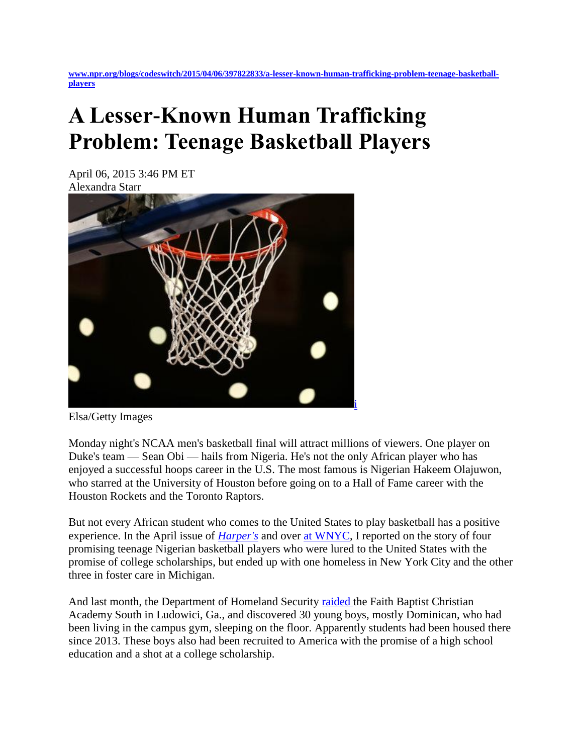www.npr.org/blogs/codeswitch/2015/04/06/397822833/a-lesser-known-human-trafficking-problem-teenage-basketball-players

# A Lesser-Known Human Trafficking Problem: Teenage Basketball Players

April 06, 2015 3:46 PM ET
Alexandra Starr

i

Elsa/Getty Images

Monday night's NCAA men's basketball final will attract millions of viewers. One player on Duke's team — Sean Obi — hails from Nigeria. He's not the only African player who has enjoyed a successful hoops career in the U.S. The most famous is Nigerian Hakeem Olajuwon, who starred at the University of Houston before going on to a Hall of Fame career with the Houston Rockets and the Toronto Raptors.

But not every African student who comes to the United States to play basketball has a positive experience. In the April issue of *Harper's* and over at WNYC, I reported on the story of four promising teenage Nigerian basketball players who were lured to the United States with the promise of college scholarships, but ended up with one homeless in New York City and the other three in foster care in Michigan.

And last month, the Department of Homeland Security raided the Faith Baptist Christian Academy South in Ludowici, Ga., and discovered 30 young boys, mostly Dominican, who had been living in the campus gym, sleeping on the floor. Apparently students had been housed there since 2013. These boys also had been recruited to America with the promise of a high school education and a shot at a college scholarship.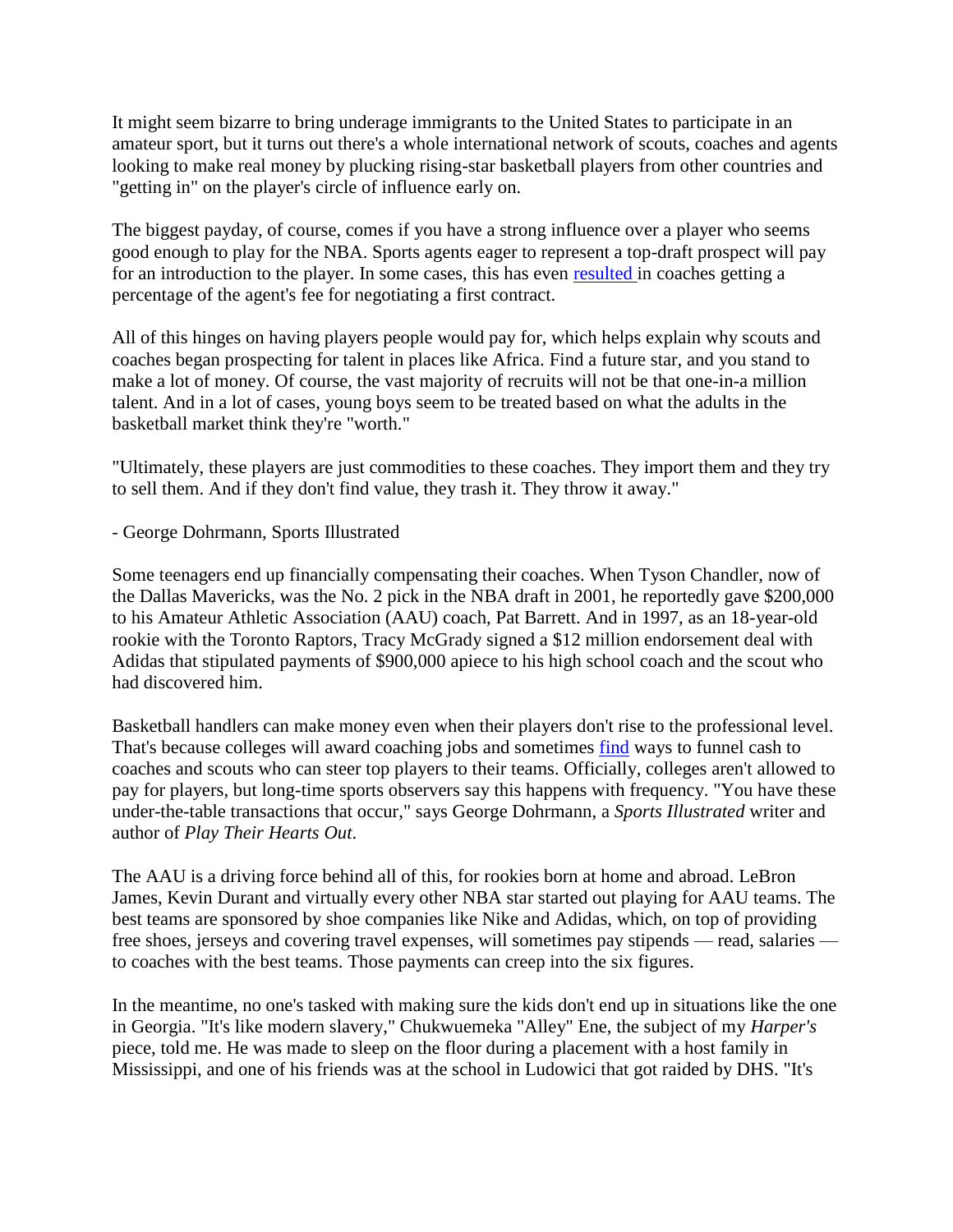It might seem bizarre to bring underage immigrants to the United States to participate in an amateur sport, but it turns out there's a whole international network of scouts, coaches and agents looking to make real money by plucking rising-star basketball players from other countries and "getting in" on the player's circle of influence early on.

The biggest payday, of course, comes if you have a strong influence over a player who seems good enough to play for the NBA. Sports agents eager to represent a top-draft prospect will pay for an introduction to the player. In some cases, this has even resulted in coaches getting a percentage of the agent's fee for negotiating a first contract.

All of this hinges on having players people would pay for, which helps explain why scouts and coaches began prospecting for talent in places like Africa. Find a future star, and you stand to make a lot of money. Of course, the vast majority of recruits will not be that one-in-a million talent. And in a lot of cases, young boys seem to be treated based on what the adults in the basketball market think they're "worth."

"Ultimately, these players are just commodities to these coaches. They import them and they try to sell them. And if they don't find value, they trash it. They throw it away."

- George Dohrmann, Sports Illustrated

Some teenagers end up financially compensating their coaches. When Tyson Chandler, now of the Dallas Mavericks, was the No. 2 pick in the NBA draft in 2001, he reportedly gave $200,000 to his Amateur Athletic Association (AAU) coach, Pat Barrett. And in 1997, as an 18-year-old rookie with the Toronto Raptors, Tracy McGrady signed a $12 million endorsement deal with Adidas that stipulated payments of $900,000 apiece to his high school coach and the scout who had discovered him.

Basketball handlers can make money even when their players don't rise to the professional level. That's because colleges will award coaching jobs and sometimes find ways to funnel cash to coaches and scouts who can steer top players to their teams. Officially, colleges aren't allowed to pay for players, but long-time sports observers say this happens with frequency. "You have these under-the-table transactions that occur," says George Dohrmann, a *Sports Illustrated* writer and author of *Play Their Hearts Out*.

The AAU is a driving force behind all of this, for rookies born at home and abroad. LeBron James, Kevin Durant and virtually every other NBA star started out playing for AAU teams. The best teams are sponsored by shoe companies like Nike and Adidas, which, on top of providing free shoes, jerseys and covering travel expenses, will sometimes pay stipends — read, salaries — to coaches with the best teams. Those payments can creep into the six figures.

In the meantime, no one's tasked with making sure the kids don't end up in situations like the one in Georgia. "It's like modern slavery," Chukwuemeka "Alley" Ene, the subject of my *Harper's* piece, told me. He was made to sleep on the floor during a placement with a host family in Mississippi, and one of his friends was at the school in Ludowici that got raided by DHS. "It's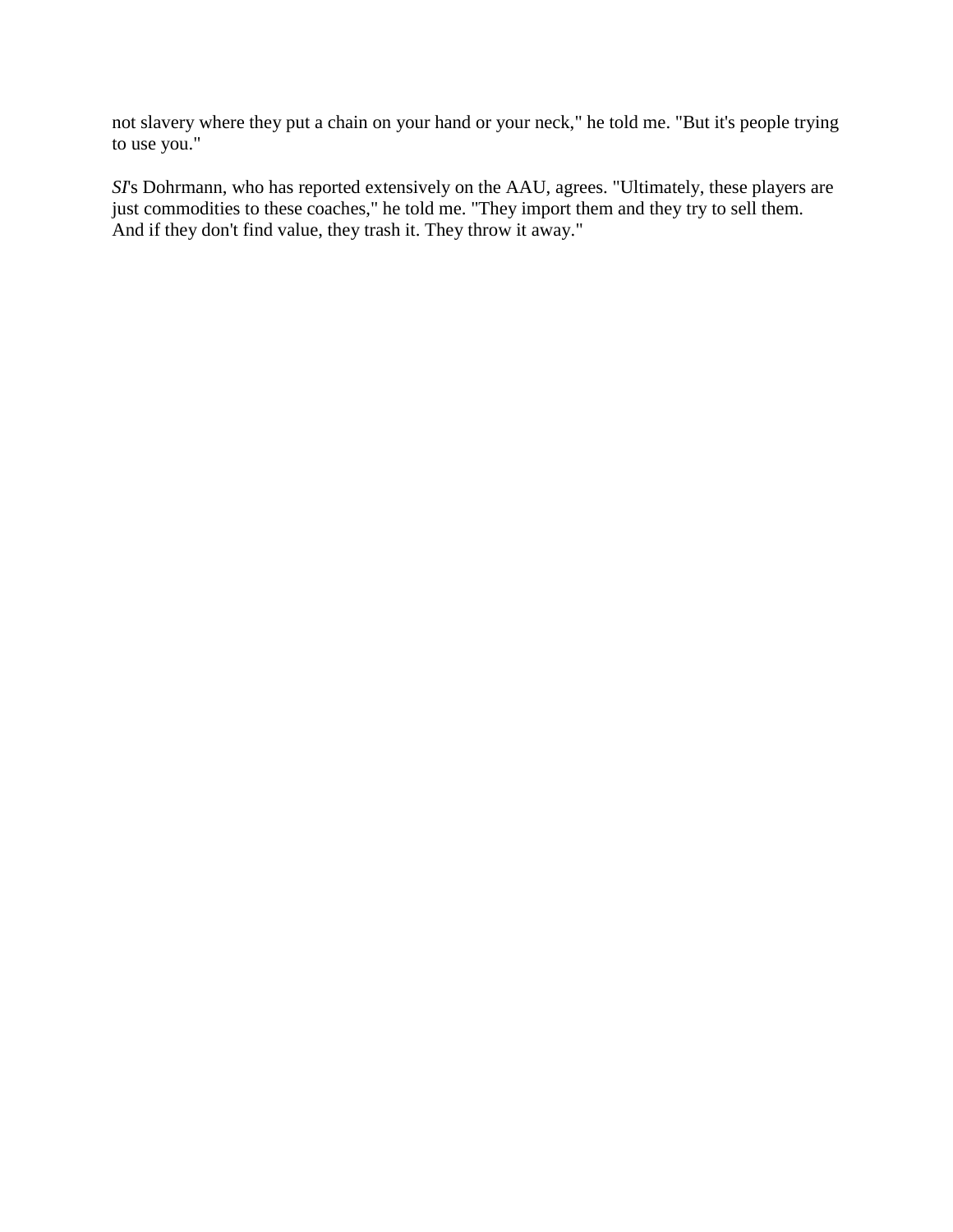not slavery where they put a chain on your hand or your neck," he told me. "But it's people trying to use you."

*SI*'s Dohrmann, who has reported extensively on the AAU, agrees. "Ultimately, these players are just commodities to these coaches," he told me. "They import them and they try to sell them. And if they don't find value, they trash it. They throw it away."